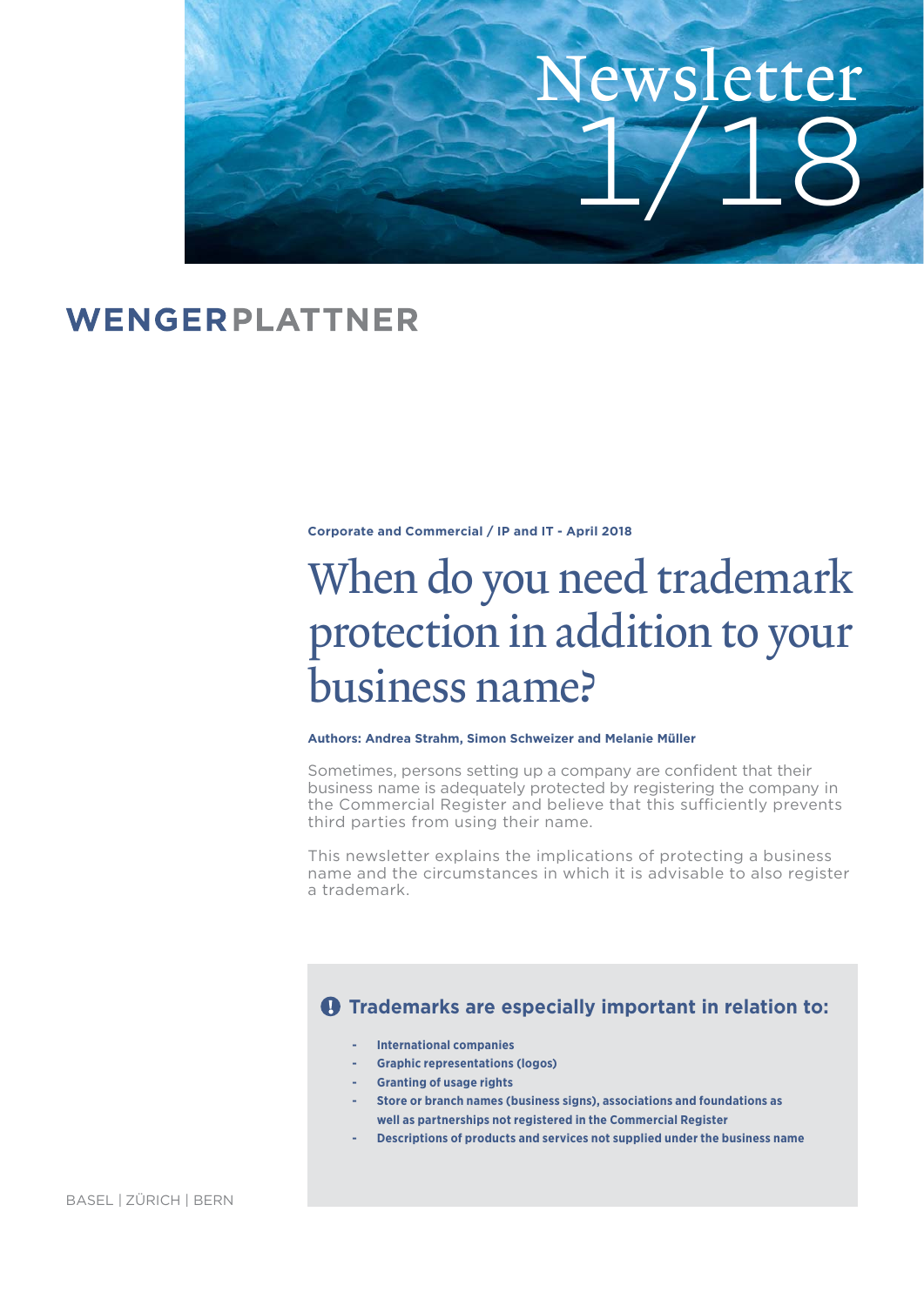Newsletter 1/18

WENGERPLATTNER

**Corporate and Commercial / IP and IT - April 2018**

# When do you need trademark protection in addition to your business name?

**Authors: Andrea Strahm, Simon Schweizer and Melanie Müller**

Sometimes, persons setting up a company are confident that their business name is adequately protected by registering the company in the Commercial Register and believe that this sufficiently prevents third parties from using their name.

This newsletter explains the implications of protecting a business name and the circumstances in which it is advisable to also register a trademark.

### Trademarks are especially important in relation to:

- **International companies**
- **Graphic representations (logos)**
- **Granting of usage rights**
- **Store or branch names (business signs), associations and foundations as well as partnerships not registered in the Commercial Register**
- **Descriptions of products and services not supplied under the business name**

BASEL | ZÜRICH | BERN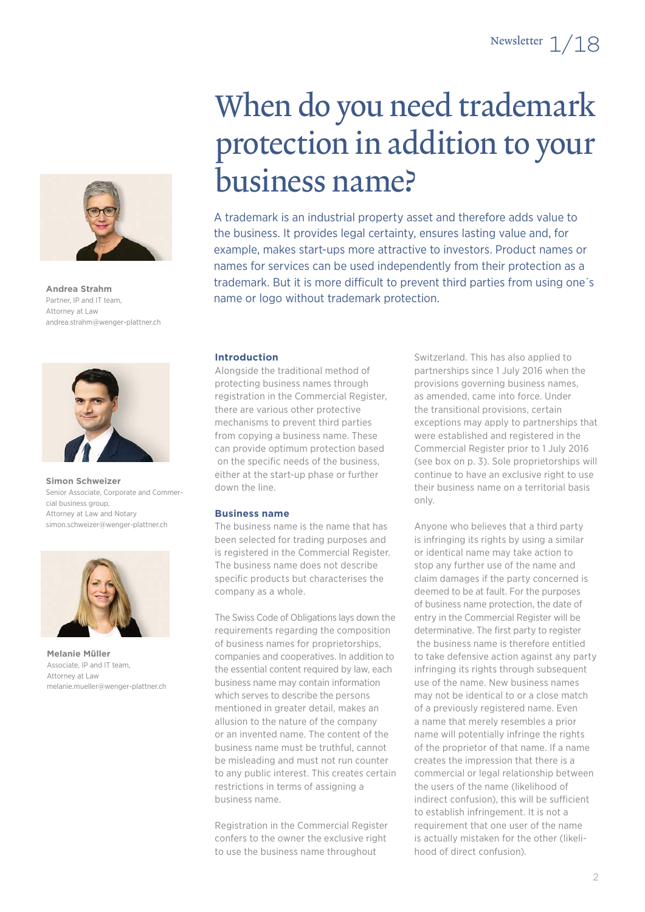# When do you need trademark protection in addition to your business name?

A trademark is an industrial property asset and therefore adds value to the business. It provides legal certainty, ensures lasting value and, for example, makes start-ups more attractive to investors. Product names or names for services can be used independently from their protection as a trademark. But it is more difficult to prevent third parties from using one´s name or logo without trademark protection.

**Andrea Strahm**
Partner, IP and IT team,
Attorney at Law
andrea.strahm@wenger-plattner.ch

**Simon Schweizer**
Senior Associate, Corporate and Commercial business group,
Attorney at Law and Notary
simon.schweizer@wenger-plattner.ch

**Melanie Müller**
Associate, IP and IT team,
Attorney at Law
melanie.mueller@wenger-plattner.ch

### Introduction

Alongside the traditional method of protecting business names through registration in the Commercial Register, there are various other protective mechanisms to prevent third parties from copying a business name. These can provide optimum protection based on the specific needs of the business, either at the start-up phase or further down the line.

### Business name

The business name is the name that has been selected for trading purposes and is registered in the Commercial Register. The business name does not describe specific products but characterises the company as a whole.

The Swiss Code of Obligations lays down the requirements regarding the composition of business names for proprietorships, companies and cooperatives. In addition to the essential content required by law, each business name may contain information which serves to describe the persons mentioned in greater detail, makes an allusion to the nature of the company or an invented name. The content of the business name must be truthful, cannot be misleading and must not run counter to any public interest. This creates certain restrictions in terms of assigning a business name.

Registration in the Commercial Register confers to the owner the exclusive right to use the business name throughout Switzerland. This has also applied to partnerships since 1 July 2016 when the provisions governing business names, as amended, came into force. Under the transitional provisions, certain exceptions may apply to partnerships that were established and registered in the Commercial Register prior to 1 July 2016 (see box on p. 3). Sole proprietorships will continue to have an exclusive right to use their business name on a territorial basis only.

Anyone who believes that a third party is infringing its rights by using a similar or identical name may take action to stop any further use of the name and claim damages if the party concerned is deemed to be at fault. For the purposes of business name protection, the date of entry in the Commercial Register will be determinative. The first party to register the business name is therefore entitled to take defensive action against any party infringing its rights through subsequent use of the name. New business names may not be identical to or a close match of a previously registered name. Even a name that merely resembles a prior name will potentially infringe the rights of the proprietor of that name. If a name creates the impression that there is a commercial or legal relationship between the users of the name (likelihood of indirect confusion), this will be sufficient to establish infringement. It is not a requirement that one user of the name is actually mistaken for the other (likelihood of direct confusion).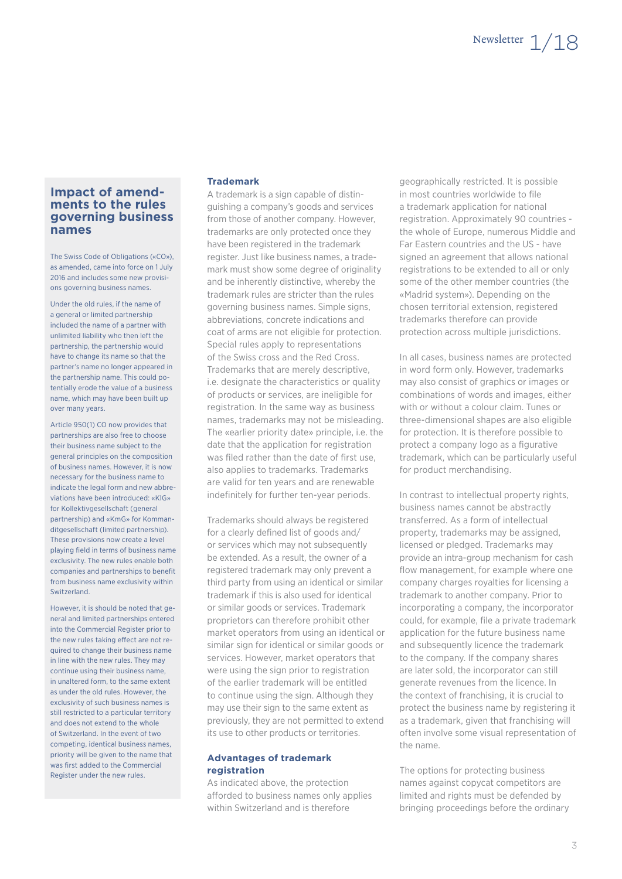## Impact of amendments to the rules governing business names

The Swiss Code of Obligations («CO»), as amended, came into force on 1 July 2016 and includes some new provisions governing business names.

Under the old rules, if the name of a general or limited partnership included the name of a partner with unlimited liability who then left the partnership, the partnership would have to change its name so that the partner's name no longer appeared in the partnership name. This could potentially erode the value of a business name, which may have been built up over many years.

Article 950(1) CO now provides that partnerships are also free to choose their business name subject to the general principles on the composition of business names. However, it is now necessary for the business name to indicate the legal form and new abbreviations have been introduced: «KlG» for Kollektivgesellschaft (general partnership) and «KmG» for Kommanditgesellschaft (limited partnership). These provisions now create a level playing field in terms of business name exclusivity. The new rules enable both companies and partnerships to benefit from business name exclusivity within Switzerland.

However, it is should be noted that general and limited partnerships entered into the Commercial Register prior to the new rules taking effect are not required to change their business name in line with the new rules. They may continue using their business name, in unaltered form, to the same extent as under the old rules. However, the exclusivity of such business names is still restricted to a particular territory and does not extend to the whole of Switzerland. In the event of two competing, identical business names, priority will be given to the name that was first added to the Commercial Register under the new rules.

### Trademark

A trademark is a sign capable of distinguishing a company's goods and services from those of another company. However, trademarks are only protected once they have been registered in the trademark register. Just like business names, a trademark must show some degree of originality and be inherently distinctive, whereby the trademark rules are stricter than the rules governing business names. Simple signs, abbreviations, concrete indications and coat of arms are not eligible for protection. Special rules apply to representations of the Swiss cross and the Red Cross. Trademarks that are merely descriptive, i.e. designate the characteristics or quality of products or services, are ineligible for registration. In the same way as business names, trademarks may not be misleading. The «earlier priority date» principle, i.e. the date that the application for registration was filed rather than the date of first use, also applies to trademarks. Trademarks are valid for ten years and are renewable indefinitely for further ten-year periods.

Trademarks should always be registered for a clearly defined list of goods and/or services which may not subsequently be extended. As a result, the owner of a registered trademark may only prevent a third party from using an identical or similar trademark if this is also used for identical or similar goods or services. Trademark proprietors can therefore prohibit other market operators from using an identical or similar sign for identical or similar goods or services. However, market operators that were using the sign prior to registration of the earlier trademark will be entitled to continue using the sign. Although they may use their sign to the same extent as previously, they are not permitted to extend its use to other products or territories.

### Advantages of trademark registration

As indicated above, the protection afforded to business names only applies within Switzerland and is therefore geographically restricted. It is possible in most countries worldwide to file a trademark application for national registration. Approximately 90 countries - the whole of Europe, numerous Middle and Far Eastern countries and the US - have signed an agreement that allows national registrations to be extended to all or only some of the other member countries (the «Madrid system»). Depending on the chosen territorial extension, registered trademarks therefore can provide protection across multiple jurisdictions.

In all cases, business names are protected in word form only. However, trademarks may also consist of graphics or images or combinations of words and images, either with or without a colour claim. Tunes or three-dimensional shapes are also eligible for protection. It is therefore possible to protect a company logo as a figurative trademark, which can be particularly useful for product merchandising.

In contrast to intellectual property rights, business names cannot be abstractly transferred. As a form of intellectual property, trademarks may be assigned, licensed or pledged. Trademarks may provide an intra-group mechanism for cash flow management, for example where one company charges royalties for licensing a trademark to another company. Prior to incorporating a company, the incorporator could, for example, file a private trademark application for the future business name and subsequently licence the trademark to the company. If the company shares are later sold, the incorporator can still generate revenues from the licence. In the context of franchising, it is crucial to protect the business name by registering it as a trademark, given that franchising will often involve some visual representation of the name.

The options for protecting business names against copycat competitors are limited and rights must be defended by bringing proceedings before the ordinary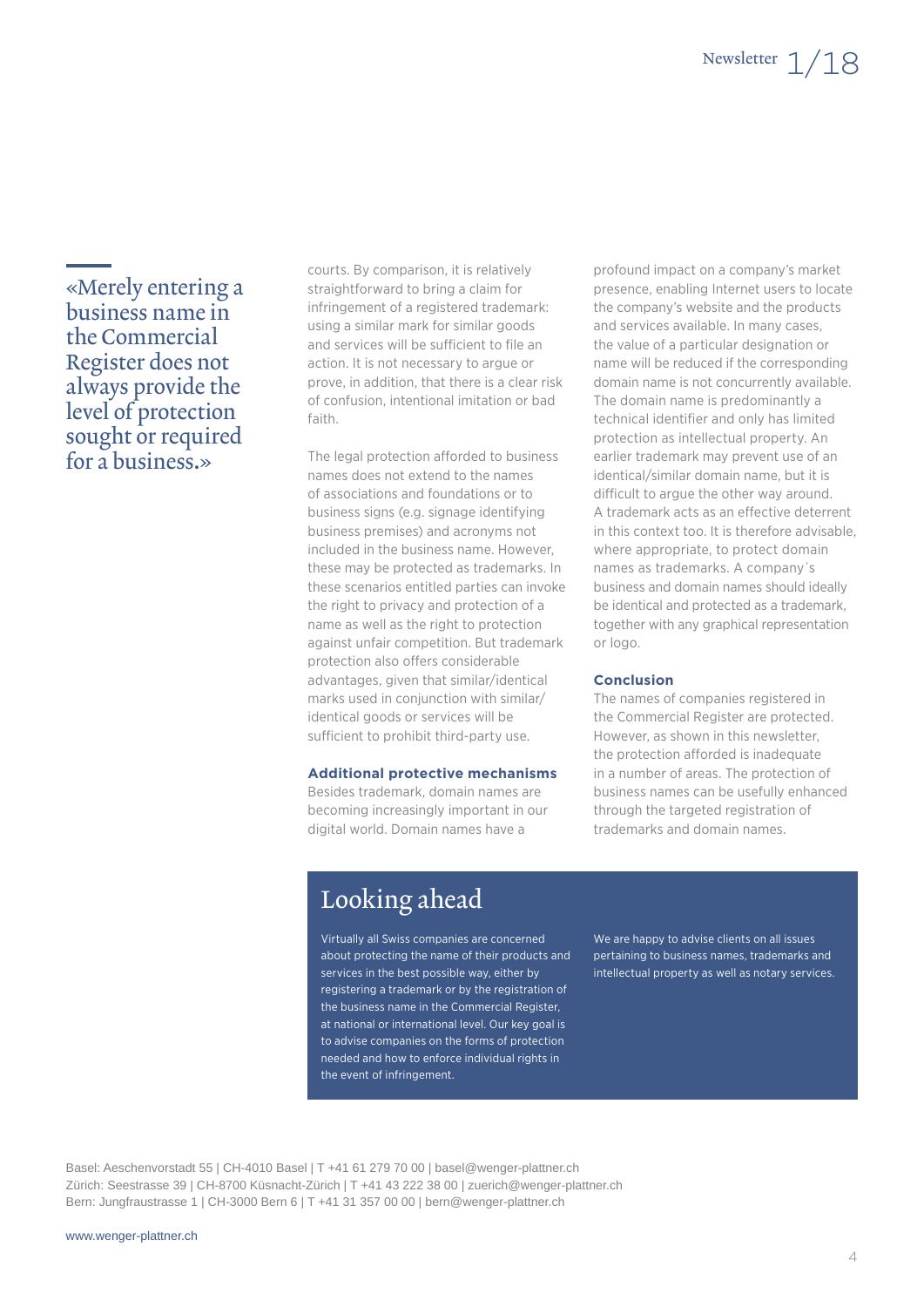«Merely entering a business name in the Commercial Register does not always provide the level of protection sought or required for a business.»

courts. By comparison, it is relatively straightforward to bring a claim for infringement of a registered trademark: using a similar mark for similar goods and services will be sufficient to file an action. It is not necessary to argue or prove, in addition, that there is a clear risk of confusion, intentional imitation or bad faith.

The legal protection afforded to business names does not extend to the names of associations and foundations or to business signs (e.g. signage identifying business premises) and acronyms not included in the business name. However, these may be protected as trademarks. In these scenarios entitled parties can invoke the right to privacy and protection of a name as well as the right to protection against unfair competition. But trademark protection also offers considerable advantages, given that similar/identical marks used in conjunction with similar/identical goods or services will be sufficient to prohibit third-party use.

### Additional protective mechanisms

Besides trademark, domain names are becoming increasingly important in our digital world. Domain names have a profound impact on a company's market presence, enabling Internet users to locate the company's website and the products and services available. In many cases, the value of a particular designation or name will be reduced if the corresponding domain name is not concurrently available. The domain name is predominantly a technical identifier and only has limited protection as intellectual property. An earlier trademark may prevent use of an identical/similar domain name, but it is difficult to argue the other way around. A trademark acts as an effective deterrent in this context too. It is therefore advisable, where appropriate, to protect domain names as trademarks. A company´s business and domain names should ideally be identical and protected as a trademark, together with any graphical representation or logo.

### Conclusion

The names of companies registered in the Commercial Register are protected. However, as shown in this newsletter, the protection afforded is inadequate in a number of areas. The protection of business names can be usefully enhanced through the targeted registration of trademarks and domain names.

## Looking ahead

Virtually all Swiss companies are concerned about protecting the name of their products and services in the best possible way, either by registering a trademark or by the registration of the business name in the Commercial Register, at national or international level. Our key goal is to advise companies on the forms of protection needed and how to enforce individual rights in the event of infringement.

We are happy to advise clients on all issues pertaining to business names, trademarks and intellectual property as well as notary services.

Basel: Aeschenvorstadt 55 | CH-4010 Basel | T +41 61 279 70 00 | basel@wenger-plattner.ch
Zürich: Seestrasse 39 | CH-8700 Küsnacht-Zürich | T +41 43 222 38 00 | zuerich@wenger-plattner.ch
Bern: Jungfraustrasse 1 | CH-3000 Bern 6 | T +41 31 357 00 00 | bern@wenger-plattner.ch

www.wenger-plattner.ch